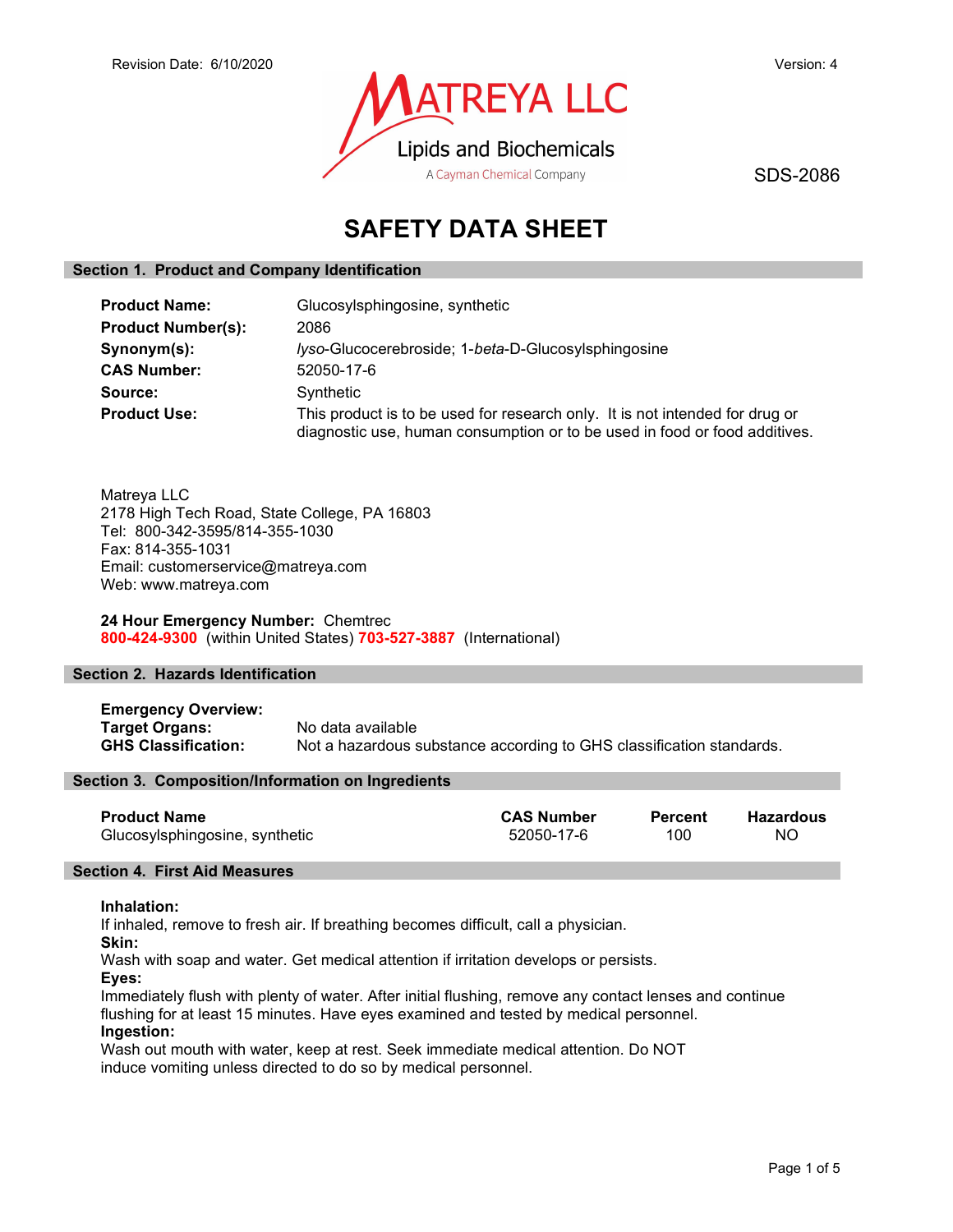Revision Date: 6/10/2020

Version: 4

MATREYA LLC
Lipids and Biochemicals
A Cayman Chemical Company

SDS-2086

# SAFETY DATA SHEET

## Section 1. Product and Company Identification

**Product Name:** Glucosylsphingosine, synthetic
**Product Number(s):** 2086
**Synonym(s):** *lyso*-Glucocerebroside; 1-*beta*-D-Glucosylsphingosine
**CAS Number:** 52050-17-6
**Source:** Synthetic
**Product Use:** This product is to be used for research only. It is not intended for drug or diagnostic use, human consumption or to be used in food or food additives.

Matreya LLC
2178 High Tech Road, State College, PA 16803
Tel: 800-342-3595/814-355-1030
Fax: 814-355-1031
Email: customerservice@matreya.com
Web: www.matreya.com

**24 Hour Emergency Number:** Chemtrec
**800-424-9300** (within United States) **703-527-3887** (International)

## Section 2. Hazards Identification

**Emergency Overview:**
**Target Organs:** No data available
**GHS Classification:** Not a hazardous substance according to GHS classification standards.

## Section 3. Composition/Information on Ingredients

| Product Name | CAS Number | Percent | Hazardous |
|---|---|---|---|
| Glucosylsphingosine, synthetic | 52050-17-6 | 100 | NO |

## Section 4. First Aid Measures

**Inhalation:**
If inhaled, remove to fresh air. If breathing becomes difficult, call a physician.
**Skin:**
Wash with soap and water. Get medical attention if irritation develops or persists.
**Eyes:**
Immediately flush with plenty of water. After initial flushing, remove any contact lenses and continue flushing for at least 15 minutes. Have eyes examined and tested by medical personnel.
**Ingestion:**
Wash out mouth with water, keep at rest. Seek immediate medical attention. Do NOT induce vomiting unless directed to do so by medical personnel.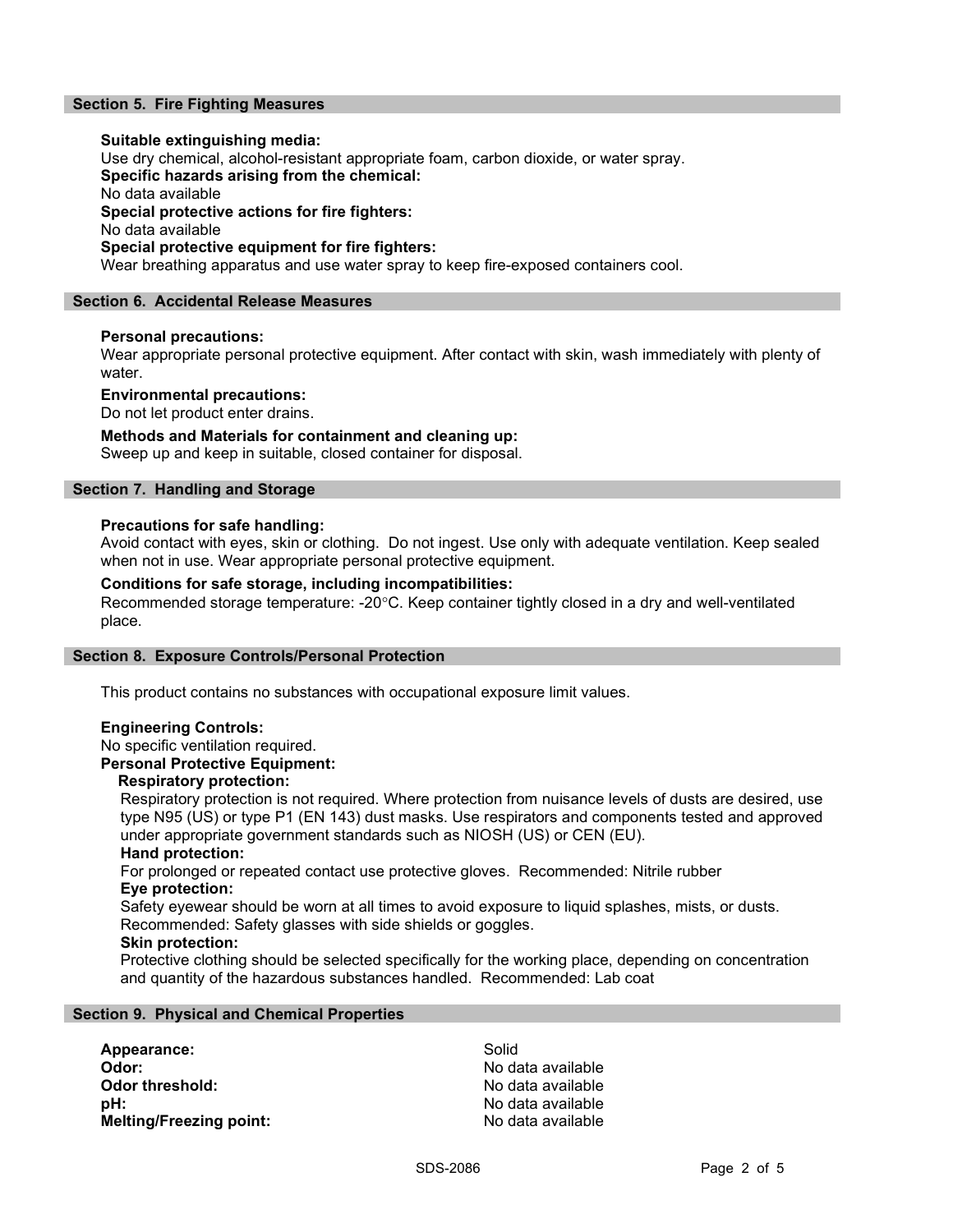## Section 5. Fire Fighting Measures

**Suitable extinguishing media:**
Use dry chemical, alcohol-resistant appropriate foam, carbon dioxide, or water spray.

**Specific hazards arising from the chemical:**
No data available

**Special protective actions for fire fighters:**
No data available

**Special protective equipment for fire fighters:**
Wear breathing apparatus and use water spray to keep fire-exposed containers cool.

## Section 6. Accidental Release Measures

**Personal precautions:**
Wear appropriate personal protective equipment. After contact with skin, wash immediately with plenty of water.

**Environmental precautions:**
Do not let product enter drains.

**Methods and Materials for containment and cleaning up:**
Sweep up and keep in suitable, closed container for disposal.

## Section 7. Handling and Storage

**Precautions for safe handling:**
Avoid contact with eyes, skin or clothing. Do not ingest. Use only with adequate ventilation. Keep sealed when not in use. Wear appropriate personal protective equipment.

**Conditions for safe storage, including incompatibilities:**
Recommended storage temperature: -20°C. Keep container tightly closed in a dry and well-ventilated place.

## Section 8. Exposure Controls/Personal Protection

This product contains no substances with occupational exposure limit values.

**Engineering Controls:**
No specific ventilation required.

**Personal Protective Equipment:**

**Respiratory protection:**
Respiratory protection is not required. Where protection from nuisance levels of dusts are desired, use type N95 (US) or type P1 (EN 143) dust masks. Use respirators and components tested and approved under appropriate government standards such as NIOSH (US) or CEN (EU).

**Hand protection:**
For prolonged or repeated contact use protective gloves. Recommended: Nitrile rubber

**Eye protection:**
Safety eyewear should be worn at all times to avoid exposure to liquid splashes, mists, or dusts. Recommended: Safety glasses with side shields or goggles.

**Skin protection:**
Protective clothing should be selected specifically for the working place, depending on concentration and quantity of the hazardous substances handled. Recommended: Lab coat

## Section 9. Physical and Chemical Properties

| | |
|---|---|
| **Appearance:** | Solid |
| **Odor:** | No data available |
| **Odor threshold:** | No data available |
| **pH:** | No data available |
| **Melting/Freezing point:** | No data available |

SDS-2086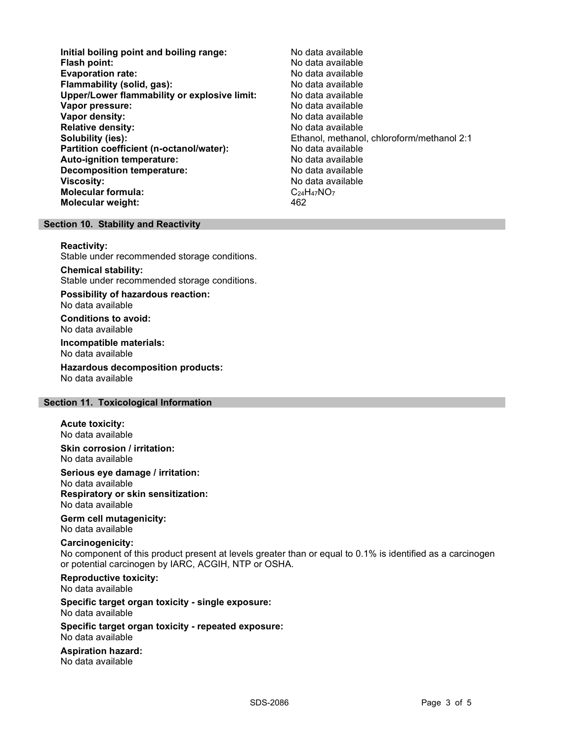| | |
|---|---|
| **Initial boiling point and boiling range:** | No data available |
| **Flash point:** | No data available |
| **Evaporation rate:** | No data available |
| **Flammability (solid, gas):** | No data available |
| **Upper/Lower flammability or explosive limit:** | No data available |
| **Vapor pressure:** | No data available |
| **Vapor density:** | No data available |
| **Relative density:** | No data available |
| **Solubility (ies):** | Ethanol, methanol, chloroform/methanol 2:1 |
| **Partition coefficient (n-octanol/water):** | No data available |
| **Auto-ignition temperature:** | No data available |
| **Decomposition temperature:** | No data available |
| **Viscosity:** | No data available |
| **Molecular formula:** | $C_{24}H_{47}NO_7$ |
| **Molecular weight:** | 462 |

## Section 10. Stability and Reactivity

**Reactivity:**
Stable under recommended storage conditions.

**Chemical stability:**
Stable under recommended storage conditions.

**Possibility of hazardous reaction:**
No data available

**Conditions to avoid:**
No data available

**Incompatible materials:**
No data available

**Hazardous decomposition products:**
No data available

## Section 11. Toxicological Information

**Acute toxicity:**
No data available

**Skin corrosion / irritation:**
No data available

**Serious eye damage / irritation:**
No data available

**Respiratory or skin sensitization:**
No data available

**Germ cell mutagenicity:**
No data available

**Carcinogenicity:**
No component of this product present at levels greater than or equal to 0.1% is identified as a carcinogen or potential carcinogen by IARC, ACGIH, NTP or OSHA.

**Reproductive toxicity:**
No data available

**Specific target organ toxicity - single exposure:**
No data available

**Specific target organ toxicity - repeated exposure:**
No data available

**Aspiration hazard:**
No data available

SDS-2086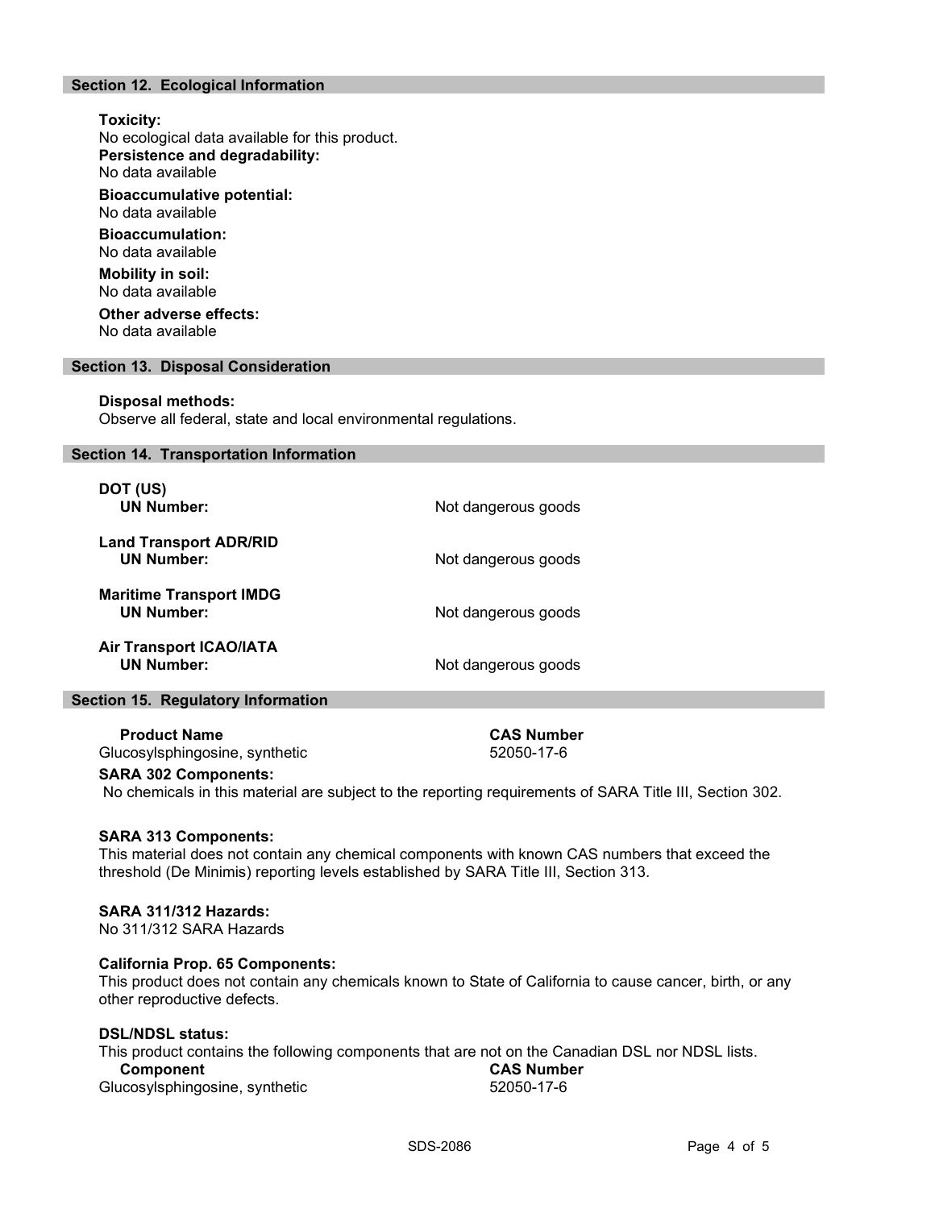## Section 12. Ecological Information

**Toxicity:**
No ecological data available for this product.

**Persistence and degradability:**
No data available

**Bioaccumulative potential:**
No data available

**Bioaccumulation:**
No data available

**Mobility in soil:**
No data available

**Other adverse effects:**
No data available

## Section 13. Disposal Consideration

**Disposal methods:**
Observe all federal, state and local environmental regulations.

## Section 14. Transportation Information

**DOT (US)**
**UN Number:** Not dangerous goods

**Land Transport ADR/RID**
**UN Number:** Not dangerous goods

**Maritime Transport IMDG**
**UN Number:** Not dangerous goods

**Air Transport ICAO/IATA**
**UN Number:** Not dangerous goods

## Section 15. Regulatory Information

| Product Name | CAS Number |
|---|---|
| Glucosylsphingosine, synthetic | 52050-17-6 |

**SARA 302 Components:**
No chemicals in this material are subject to the reporting requirements of SARA Title III, Section 302.

**SARA 313 Components:**
This material does not contain any chemical components with known CAS numbers that exceed the threshold (De Minimis) reporting levels established by SARA Title III, Section 313.

**SARA 311/312 Hazards:**
No 311/312 SARA Hazards

**California Prop. 65 Components:**
This product does not contain any chemicals known to State of California to cause cancer, birth, or any other reproductive defects.

**DSL/NDSL status:**
This product contains the following components that are not on the Canadian DSL nor NDSL lists.

| Component | CAS Number |
|---|---|
| Glucosylsphingosine, synthetic | 52050-17-6 |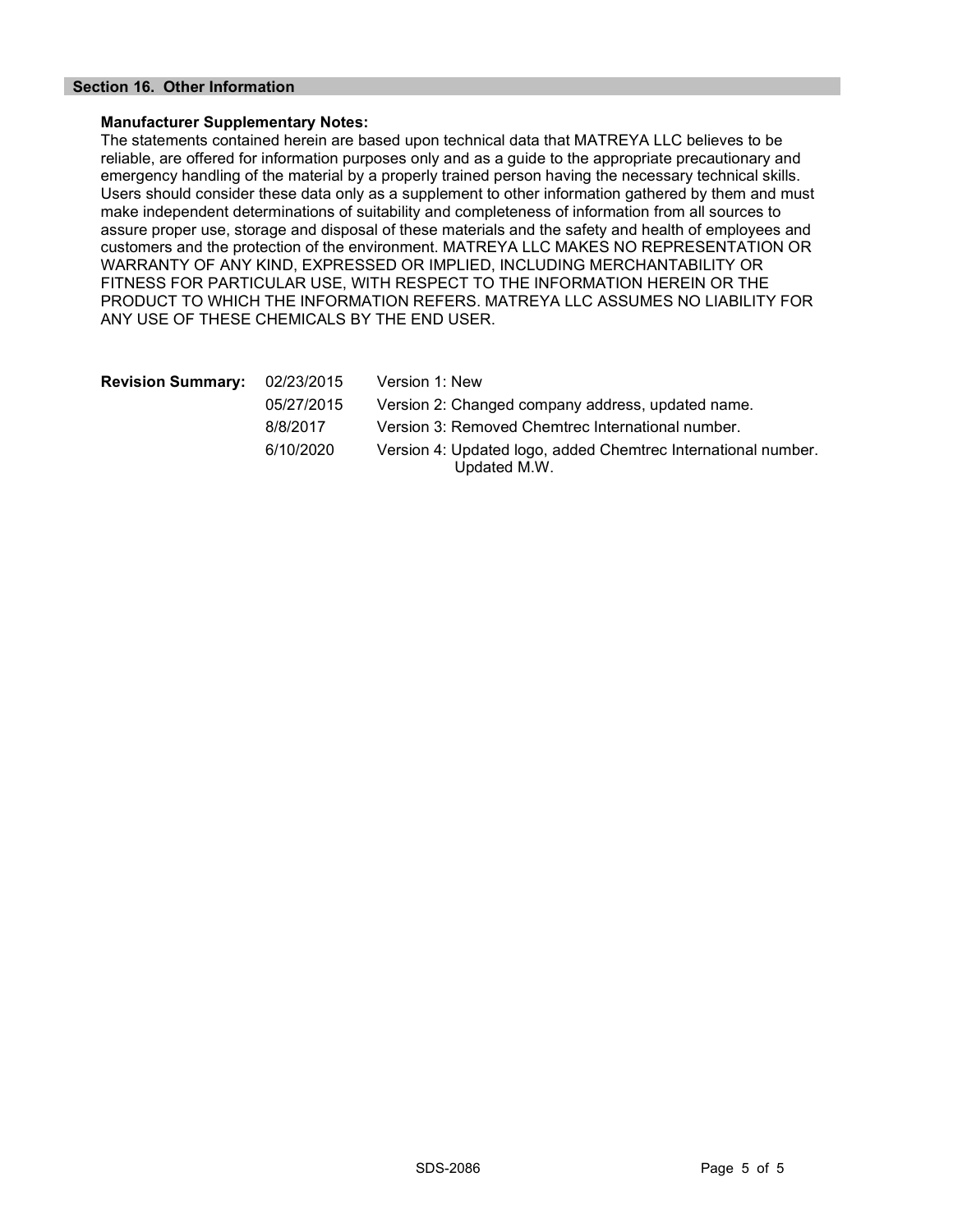## Section 16. Other Information

**Manufacturer Supplementary Notes:**

The statements contained herein are based upon technical data that MATREYA LLC believes to be reliable, are offered for information purposes only and as a guide to the appropriate precautionary and emergency handling of the material by a properly trained person having the necessary technical skills. Users should consider these data only as a supplement to other information gathered by them and must make independent determinations of suitability and completeness of information from all sources to assure proper use, storage and disposal of these materials and the safety and health of employees and customers and the protection of the environment. MATREYA LLC MAKES NO REPRESENTATION OR WARRANTY OF ANY KIND, EXPRESSED OR IMPLIED, INCLUDING MERCHANTABILITY OR FITNESS FOR PARTICULAR USE, WITH RESPECT TO THE INFORMATION HEREIN OR THE PRODUCT TO WHICH THE INFORMATION REFERS. MATREYA LLC ASSUMES NO LIABILITY FOR ANY USE OF THESE CHEMICALS BY THE END USER.

| | | |
|---|---|---|
| **Revision Summary:** | 02/23/2015 | Version 1: New |
| | 05/27/2015 | Version 2: Changed company address, updated name. |
| | 8/8/2017 | Version 3: Removed Chemtrec International number. |
| | 6/10/2020 | Version 4: Updated logo, added Chemtrec International number. Updated M.W. |

SDS-2086